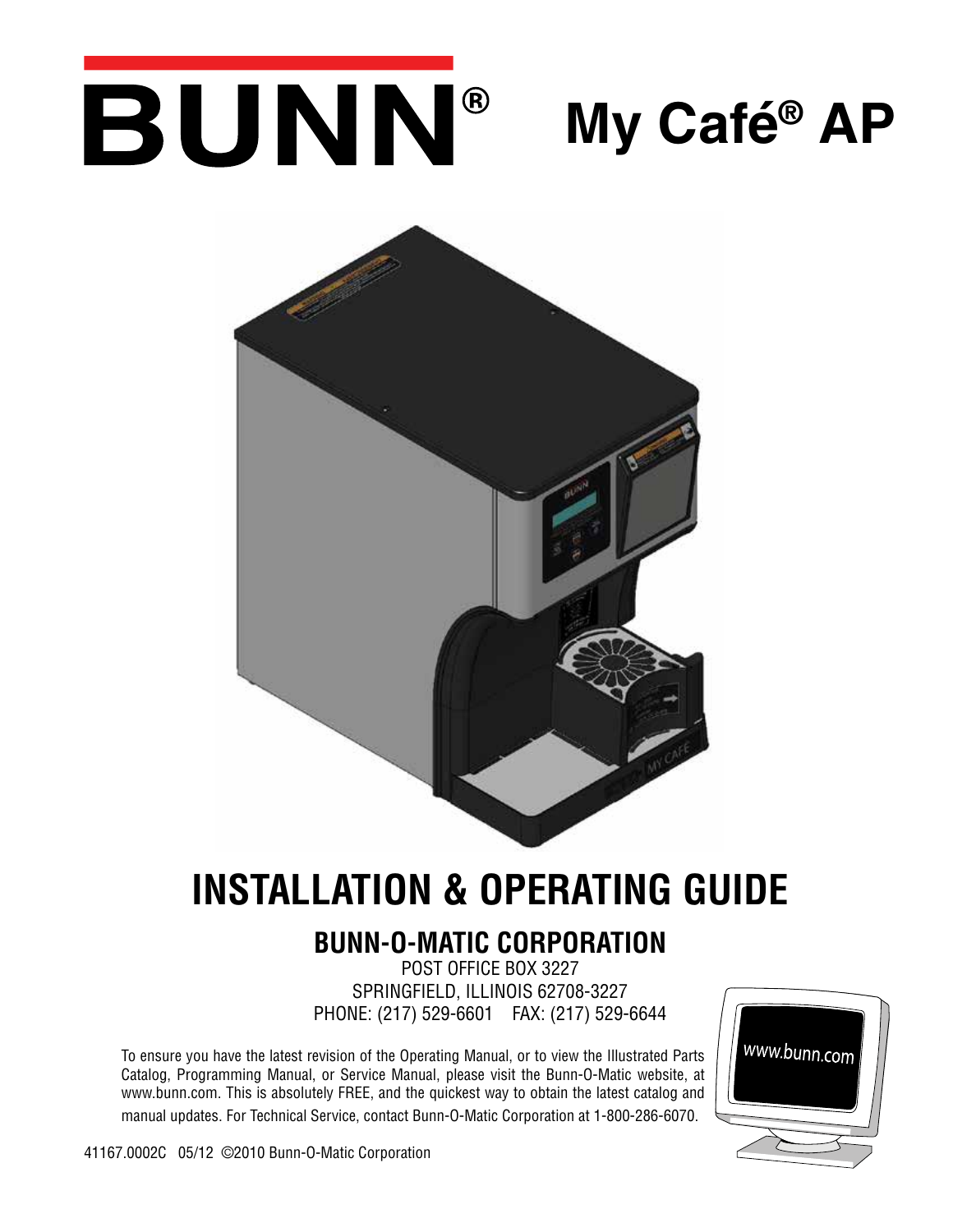# BUNN® My Café® AP

# INSTALLATION & OPERATING GUIDE

## BUNN-O-MATIC CORPORATION

POST OFFICE BOX 3227
SPRINGFIELD, ILLINOIS 62708-3227
PHONE: (217) 529-6601 FAX: (217) 529-6644

To ensure you have the latest revision of the Operating Manual, or to view the Illustrated Parts Catalog, Programming Manual, or Service Manual, please visit the Bunn-O-Matic website, at www.bunn.com. This is absolutely FREE, and the quickest way to obtain the latest catalog and manual updates. For Technical Service, contact Bunn-O-Matic Corporation at 1-800-286-6070.

www.bunn.com

41167.0002C 05/12 ©2010 Bunn-O-Matic Corporation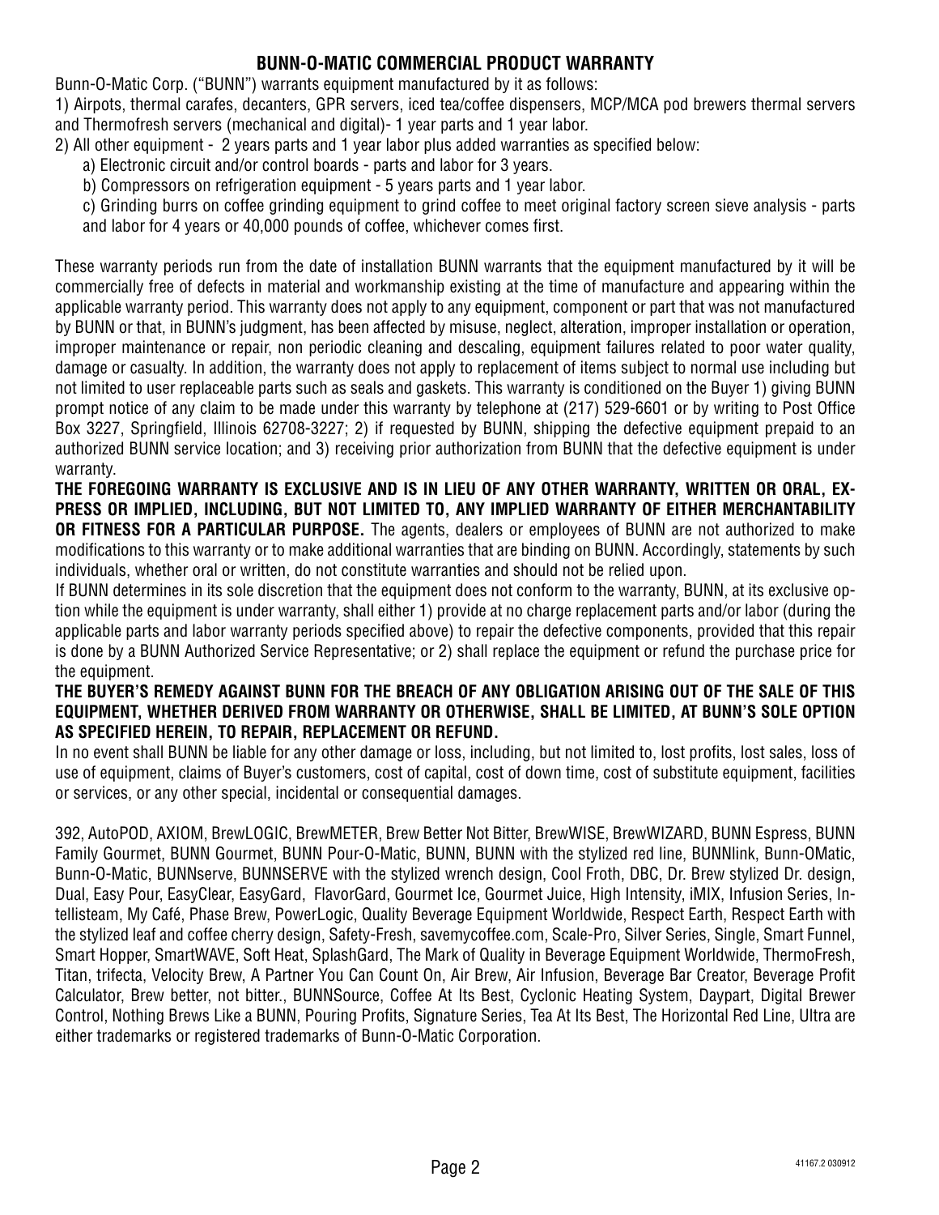## BUNN-O-MATIC COMMERCIAL PRODUCT WARRANTY

Bunn-O-Matic Corp. ("BUNN") warrants equipment manufactured by it as follows:

1) Airpots, thermal carafes, decanters, GPR servers, iced tea/coffee dispensers, MCP/MCA pod brewers thermal servers and Thermofresh servers (mechanical and digital)- 1 year parts and 1 year labor.

2) All other equipment - 2 years parts and 1 year labor plus added warranties as specified below:

   a) Electronic circuit and/or control boards - parts and labor for 3 years.

   b) Compressors on refrigeration equipment - 5 years parts and 1 year labor.

   c) Grinding burrs on coffee grinding equipment to grind coffee to meet original factory screen sieve analysis - parts and labor for 4 years or 40,000 pounds of coffee, whichever comes first.

These warranty periods run from the date of installation BUNN warrants that the equipment manufactured by it will be commercially free of defects in material and workmanship existing at the time of manufacture and appearing within the applicable warranty period. This warranty does not apply to any equipment, component or part that was not manufactured by BUNN or that, in BUNN's judgment, has been affected by misuse, neglect, alteration, improper installation or operation, improper maintenance or repair, non periodic cleaning and descaling, equipment failures related to poor water quality, damage or casualty. In addition, the warranty does not apply to replacement of items subject to normal use including but not limited to user replaceable parts such as seals and gaskets. This warranty is conditioned on the Buyer 1) giving BUNN prompt notice of any claim to be made under this warranty by telephone at (217) 529-6601 or by writing to Post Office Box 3227, Springfield, Illinois 62708-3227; 2) if requested by BUNN, shipping the defective equipment prepaid to an authorized BUNN service location; and 3) receiving prior authorization from BUNN that the defective equipment is under warranty.

**THE FOREGOING WARRANTY IS EXCLUSIVE AND IS IN LIEU OF ANY OTHER WARRANTY, WRITTEN OR ORAL, EXPRESS OR IMPLIED, INCLUDING, BUT NOT LIMITED TO, ANY IMPLIED WARRANTY OF EITHER MERCHANTABILITY OR FITNESS FOR A PARTICULAR PURPOSE.** The agents, dealers or employees of BUNN are not authorized to make modifications to this warranty or to make additional warranties that are binding on BUNN. Accordingly, statements by such individuals, whether oral or written, do not constitute warranties and should not be relied upon.

If BUNN determines in its sole discretion that the equipment does not conform to the warranty, BUNN, at its exclusive option while the equipment is under warranty, shall either 1) provide at no charge replacement parts and/or labor (during the applicable parts and labor warranty periods specified above) to repair the defective components, provided that this repair is done by a BUNN Authorized Service Representative; or 2) shall replace the equipment or refund the purchase price for the equipment.

**THE BUYER'S REMEDY AGAINST BUNN FOR THE BREACH OF ANY OBLIGATION ARISING OUT OF THE SALE OF THIS EQUIPMENT, WHETHER DERIVED FROM WARRANTY OR OTHERWISE, SHALL BE LIMITED, AT BUNN'S SOLE OPTION AS SPECIFIED HEREIN, TO REPAIR, REPLACEMENT OR REFUND.**

In no event shall BUNN be liable for any other damage or loss, including, but not limited to, lost profits, lost sales, loss of use of equipment, claims of Buyer's customers, cost of capital, cost of down time, cost of substitute equipment, facilities or services, or any other special, incidental or consequential damages.

392, AutoPOD, AXIOM, BrewLOGIC, BrewMETER, Brew Better Not Bitter, BrewWISE, BrewWIZARD, BUNN Espress, BUNN Family Gourmet, BUNN Gourmet, BUNN Pour-O-Matic, BUNN, BUNN with the stylized red line, BUNNlink, Bunn-OMatic, Bunn-O-Matic, BUNNserve, BUNNSERVE with the stylized wrench design, Cool Froth, DBC, Dr. Brew stylized Dr. design, Dual, Easy Pour, EasyClear, EasyGard, FlavorGard, Gourmet Ice, Gourmet Juice, High Intensity, iMIX, Infusion Series, Intellisteam, My Café, Phase Brew, PowerLogic, Quality Beverage Equipment Worldwide, Respect Earth, Respect Earth with the stylized leaf and coffee cherry design, Safety-Fresh, savemycoffee.com, Scale-Pro, Silver Series, Single, Smart Funnel, Smart Hopper, SmartWAVE, Soft Heat, SplashGard, The Mark of Quality in Beverage Equipment Worldwide, ThermoFresh, Titan, trifecta, Velocity Brew, A Partner You Can Count On, Air Brew, Air Infusion, Beverage Bar Creator, Beverage Profit Calculator, Brew better, not bitter., BUNNSource, Coffee At Its Best, Cyclonic Heating System, Daypart, Digital Brewer Control, Nothing Brews Like a BUNN, Pouring Profits, Signature Series, Tea At Its Best, The Horizontal Red Line, Ultra are either trademarks or registered trademarks of Bunn-O-Matic Corporation.

41167.2 030912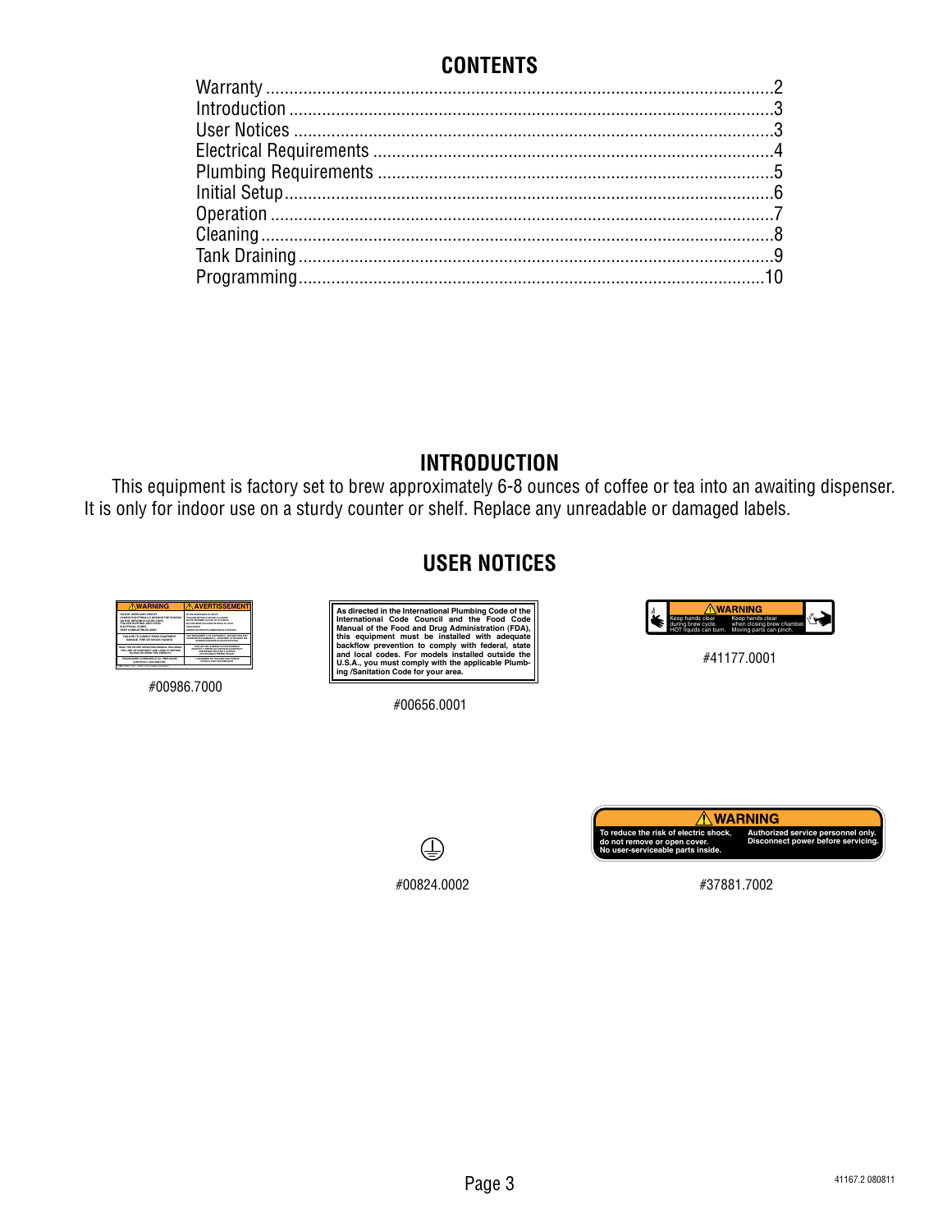# CONTENTS

Warranty ............................................................................................................2
Introduction .......................................................................................................3
User Notices ......................................................................................................3
Electrical Requirements .....................................................................................4
Plumbing Requirements ....................................................................................5
Initial Setup........................................................................................................6
Operation ...........................................................................................................7
Cleaning.............................................................................................................8
Tank Draining.....................................................................................................9
Programming....................................................................................................10

# INTRODUCTION

This equipment is factory set to brew approximately 6-8 ounces of coffee or tea into an awaiting dispenser. It is only for indoor use on a sturdy counter or shelf. Replace any unreadable or damaged labels.

# USER NOTICES

#00986.7000

**As directed in the International Plumbing Code of the International Code Council and the Food Code Manual of the Food and Drug Administration (FDA), this equipment must be installed with adequate backflow prevention to comply with federal, state and local codes. For models installed outside the U.S.A., you must comply with the applicable Plumbing /Sanitation Code for your area.**

#00656.0001

**⚠WARNING**
Keep hands clear during brew cycle. HOT liquids can burn.
Keep hands clear when closing brew chamber. Moving parts can pinch.

#41177.0001

#00824.0002

**⚠WARNING**
**To reduce the risk of electric shock, do not remove or open cover. No user-serviceable parts inside.**
**Authorized service personnel only. Disconnect power before servicing.**

#37881.7002

41167.2 080811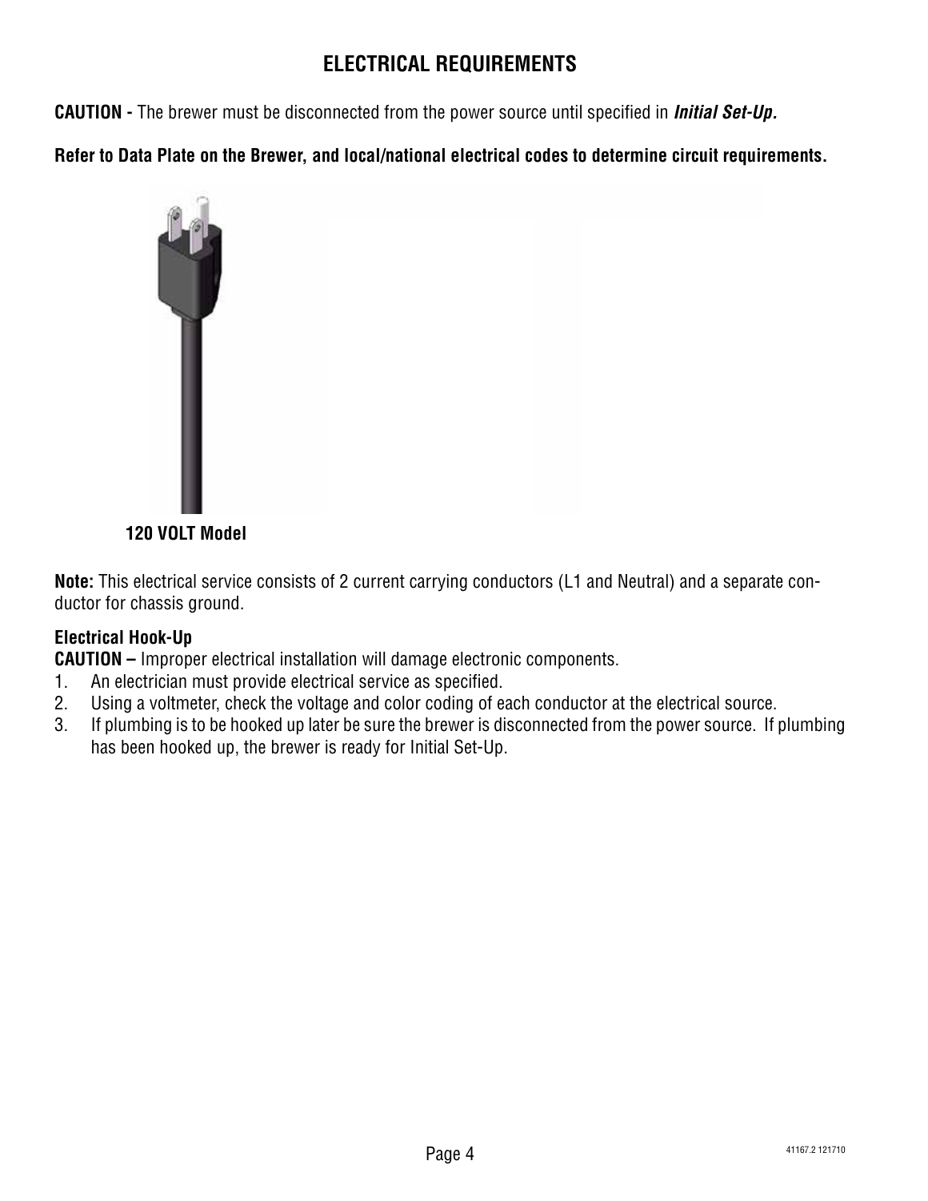# ELECTRICAL REQUIREMENTS

**CAUTION -** The brewer must be disconnected from the power source until specified in ***Initial Set-Up.***

**Refer to Data Plate on the Brewer, and local/national electrical codes to determine circuit requirements.**

**120 VOLT Model**

**Note:** This electrical service consists of 2 current carrying conductors (L1 and Neutral) and a separate conductor for chassis ground.

**Electrical Hook-Up**

**CAUTION –** Improper electrical installation will damage electronic components.

1. An electrician must provide electrical service as specified.
2. Using a voltmeter, check the voltage and color coding of each conductor at the electrical source.
3. If plumbing is to be hooked up later be sure the brewer is disconnected from the power source. If plumbing has been hooked up, the brewer is ready for Initial Set-Up.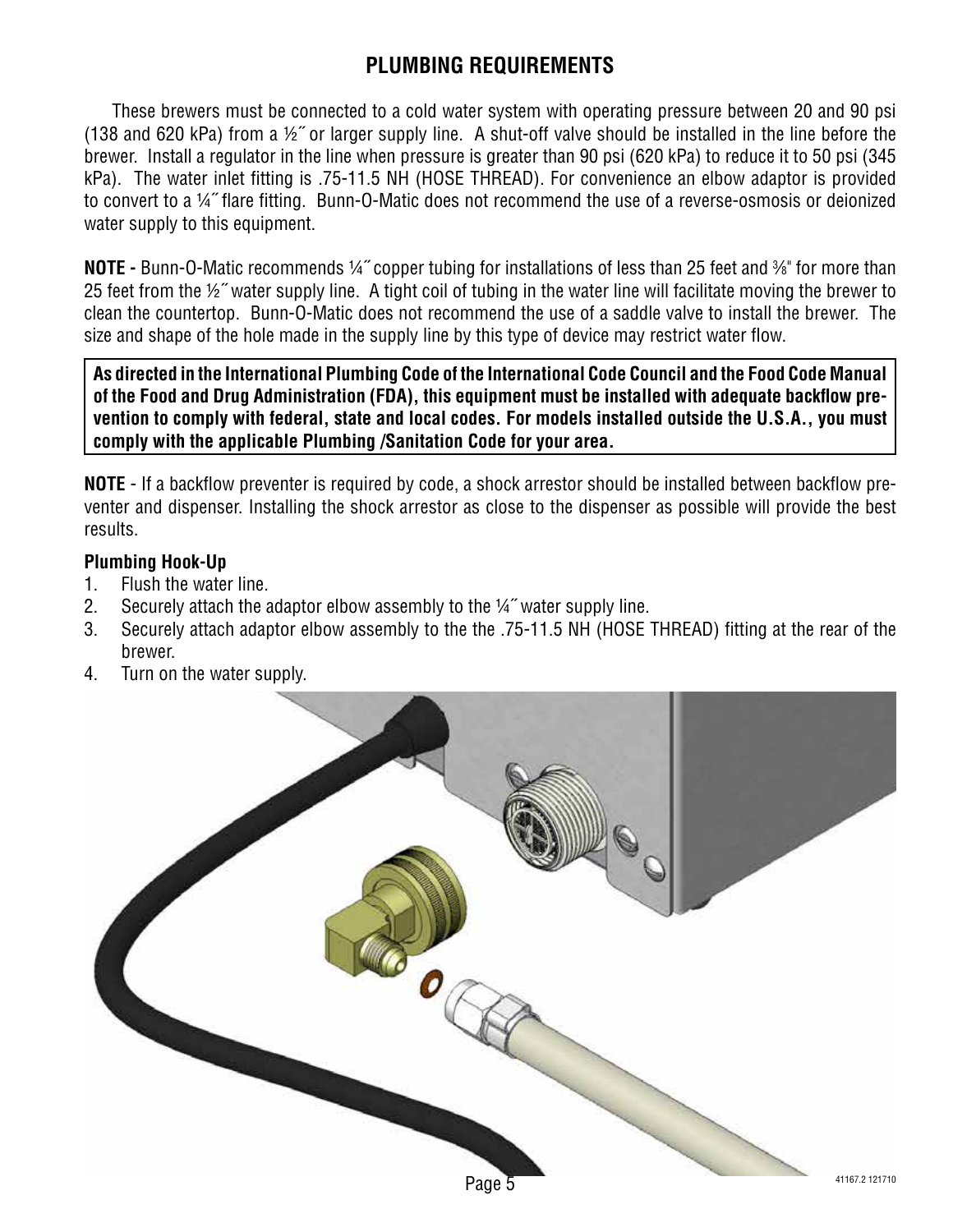# PLUMBING REQUIREMENTS

These brewers must be connected to a cold water system with operating pressure between 20 and 90 psi (138 and 620 kPa) from a ½˝ or larger supply line. A shut-off valve should be installed in the line before the brewer. Install a regulator in the line when pressure is greater than 90 psi (620 kPa) to reduce it to 50 psi (345 kPa). The water inlet fitting is .75-11.5 NH (HOSE THREAD). For convenience an elbow adaptor is provided to convert to a ¼˝ flare fitting. Bunn-O-Matic does not recommend the use of a reverse-osmosis or deionized water supply to this equipment.

**NOTE -** Bunn-O-Matic recommends ¼˝ copper tubing for installations of less than 25 feet and ⅜" for more than 25 feet from the ½˝ water supply line. A tight coil of tubing in the water line will facilitate moving the brewer to clean the countertop. Bunn-O-Matic does not recommend the use of a saddle valve to install the brewer. The size and shape of the hole made in the supply line by this type of device may restrict water flow.

**As directed in the International Plumbing Code of the International Code Council and the Food Code Manual of the Food and Drug Administration (FDA), this equipment must be installed with adequate backflow prevention to comply with federal, state and local codes. For models installed outside the U.S.A., you must comply with the applicable Plumbing /Sanitation Code for your area.**

**NOTE** - If a backflow preventer is required by code, a shock arrestor should be installed between backflow preventer and dispenser. Installing the shock arrestor as close to the dispenser as possible will provide the best results.

### Plumbing Hook-Up

1. Flush the water line.
2. Securely attach the adaptor elbow assembly to the ¼˝ water supply line.
3. Securely attach adaptor elbow assembly to the the .75-11.5 NH (HOSE THREAD) fitting at the rear of the brewer.
4. Turn on the water supply.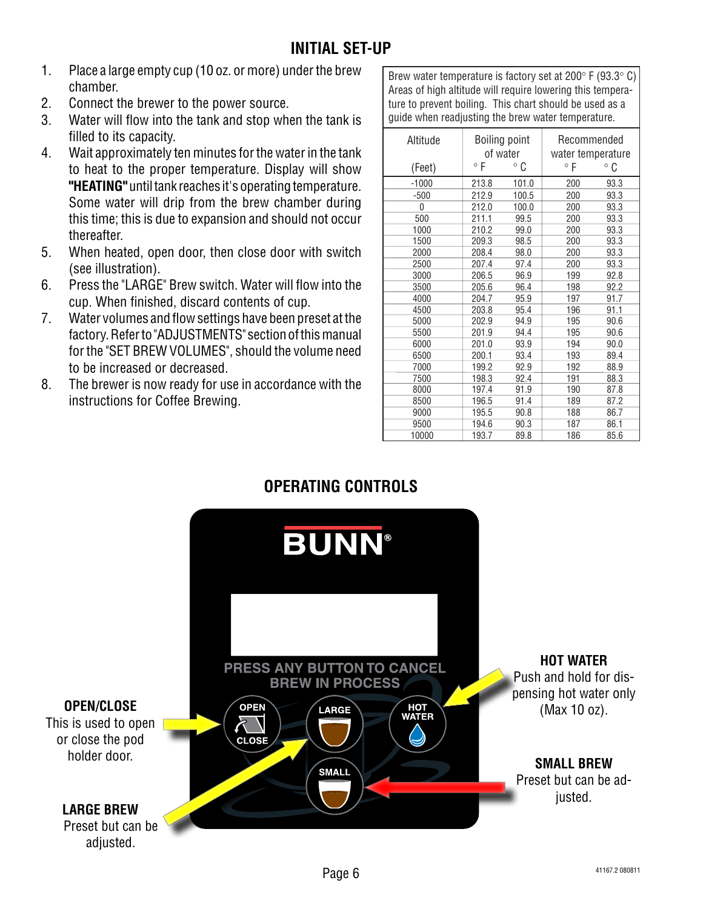## INITIAL SET-UP

1. Place a large empty cup (10 oz. or more) under the brew chamber.
2. Connect the brewer to the power source.
3. Water will flow into the tank and stop when the tank is filled to its capacity.
4. Wait approximately ten minutes for the water in the tank to heat to the proper temperature. Display will show **"HEATING"** until tank reaches it's operating temperature. Some water will drip from the brew chamber during this time; this is due to expansion and should not occur thereafter.
5. When heated, open door, then close door with switch (see illustration).
6. Press the "LARGE" Brew switch. Water will flow into the cup. When finished, discard contents of cup.
7. Water volumes and flow settings have been preset at the factory. Refer to "ADJUSTMENTS" section of this manual for the "SET BREW VOLUMES", should the volume need to be increased or decreased.
8. The brewer is now ready for use in accordance with the instructions for Coffee Brewing.

Brew water temperature is factory set at 200° F (93.3° C) Areas of high altitude will require lowering this temperature to prevent boiling. This chart should be used as a guide when readjusting the brew water temperature.

| Altitude | Boiling point of water | | Recommended water temperature | |
|---|---|---|---|---|
| (Feet) | ° F | ° C | ° F | ° C |
| -1000 | 213.8 | 101.0 | 200 | 93.3 |
| -500 | 212.9 | 100.5 | 200 | 93.3 |
| 0 | 212.0 | 100.0 | 200 | 93.3 |
| 500 | 211.1 | 99.5 | 200 | 93.3 |
| 1000 | 210.2 | 99.0 | 200 | 93.3 |
| 1500 | 209.3 | 98.5 | 200 | 93.3 |
| 2000 | 208.4 | 98.0 | 200 | 93.3 |
| 2500 | 207.4 | 97.4 | 200 | 93.3 |
| 3000 | 206.5 | 96.9 | 199 | 92.8 |
| 3500 | 205.6 | 96.4 | 198 | 92.2 |
| 4000 | 204.7 | 95.9 | 197 | 91.7 |
| 4500 | 203.8 | 95.4 | 196 | 91.1 |
| 5000 | 202.9 | 94.9 | 195 | 90.6 |
| 5500 | 201.9 | 94.4 | 195 | 90.6 |
| 6000 | 201.0 | 93.9 | 194 | 90.0 |
| 6500 | 200.1 | 93.4 | 193 | 89.4 |
| 7000 | 199.2 | 92.9 | 192 | 88.9 |
| 7500 | 198.3 | 92.4 | 191 | 88.3 |
| 8000 | 197.4 | 91.9 | 190 | 87.8 |
| 8500 | 196.5 | 91.4 | 189 | 87.2 |
| 9000 | 195.5 | 90.8 | 188 | 86.7 |
| 9500 | 194.6 | 90.3 | 187 | 86.1 |
| 10000 | 193.7 | 89.8 | 186 | 85.6 |

## OPERATING CONTROLS

BUNN®

PRESS ANY BUTTON TO CANCEL BREW IN PROCESS

OPEN / CLOSE — LARGE — HOT WATER — SMALL

**OPEN/CLOSE**
This is used to open or close the pod holder door.

**LARGE BREW**
Preset but can be adjusted.

**HOT WATER**
Push and hold for dispensing hot water only (Max 10 oz).

**SMALL BREW**
Preset but can be adjusted.

41167.2 080811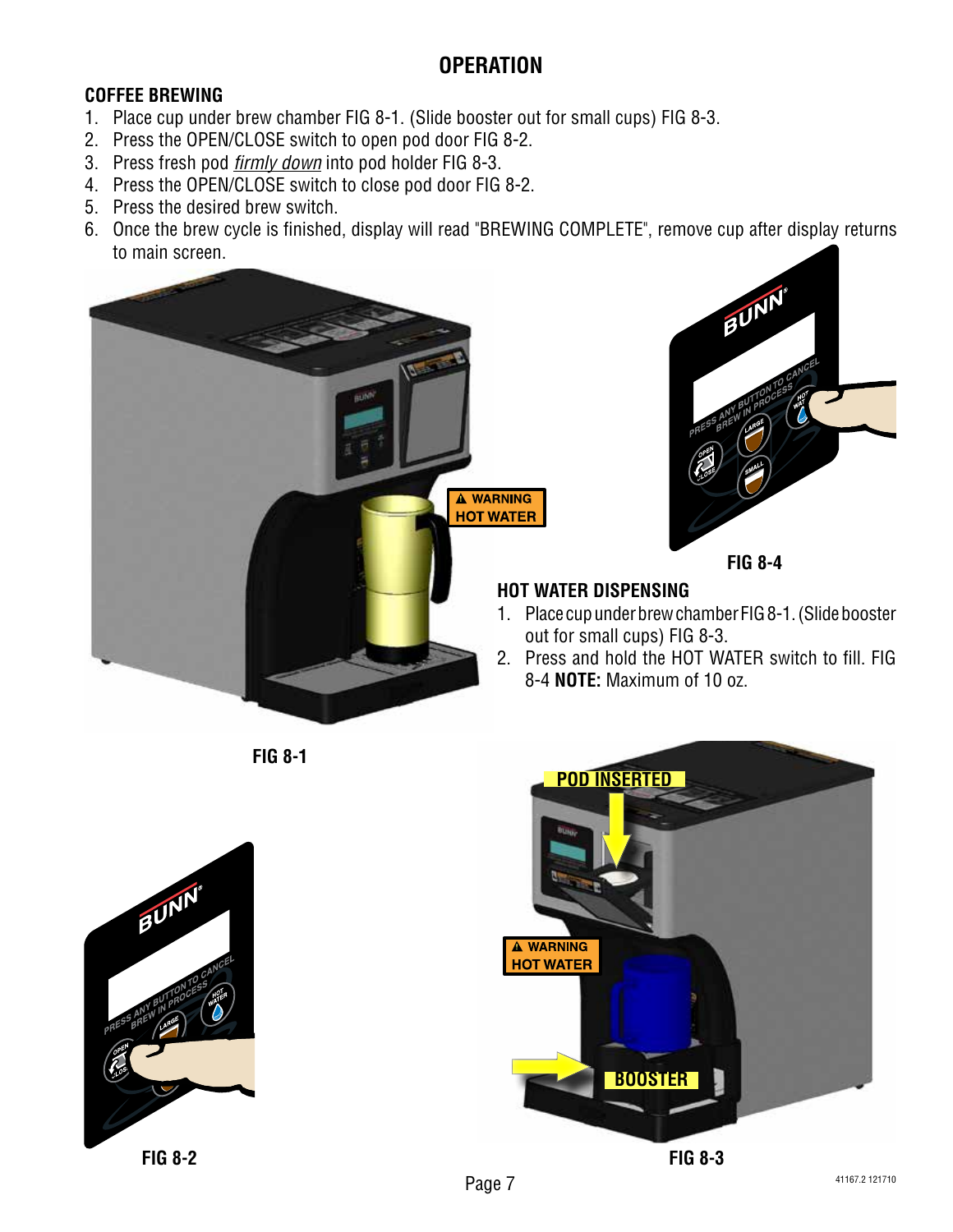# OPERATION

## COFFEE BREWING

1. Place cup under brew chamber FIG 8-1. (Slide booster out for small cups) FIG 8-3.
2. Press the OPEN/CLOSE switch to open pod door FIG 8-2.
3. Press fresh pod *firmly down* into pod holder FIG 8-3.
4. Press the OPEN/CLOSE switch to close pod door FIG 8-2.
5. Press the desired brew switch.
6. Once the brew cycle is finished, display will read "BREWING COMPLETE", remove cup after display returns to main screen.

FIG 8-4

## HOT WATER DISPENSING

1. Place cup under brew chamber FIG 8-1. (Slide booster out for small cups) FIG 8-3.
2. Press and hold the HOT WATER switch to fill. FIG 8-4 **NOTE:** Maximum of 10 oz.

FIG 8-1

FIG 8-2

FIG 8-3

41167.2 121710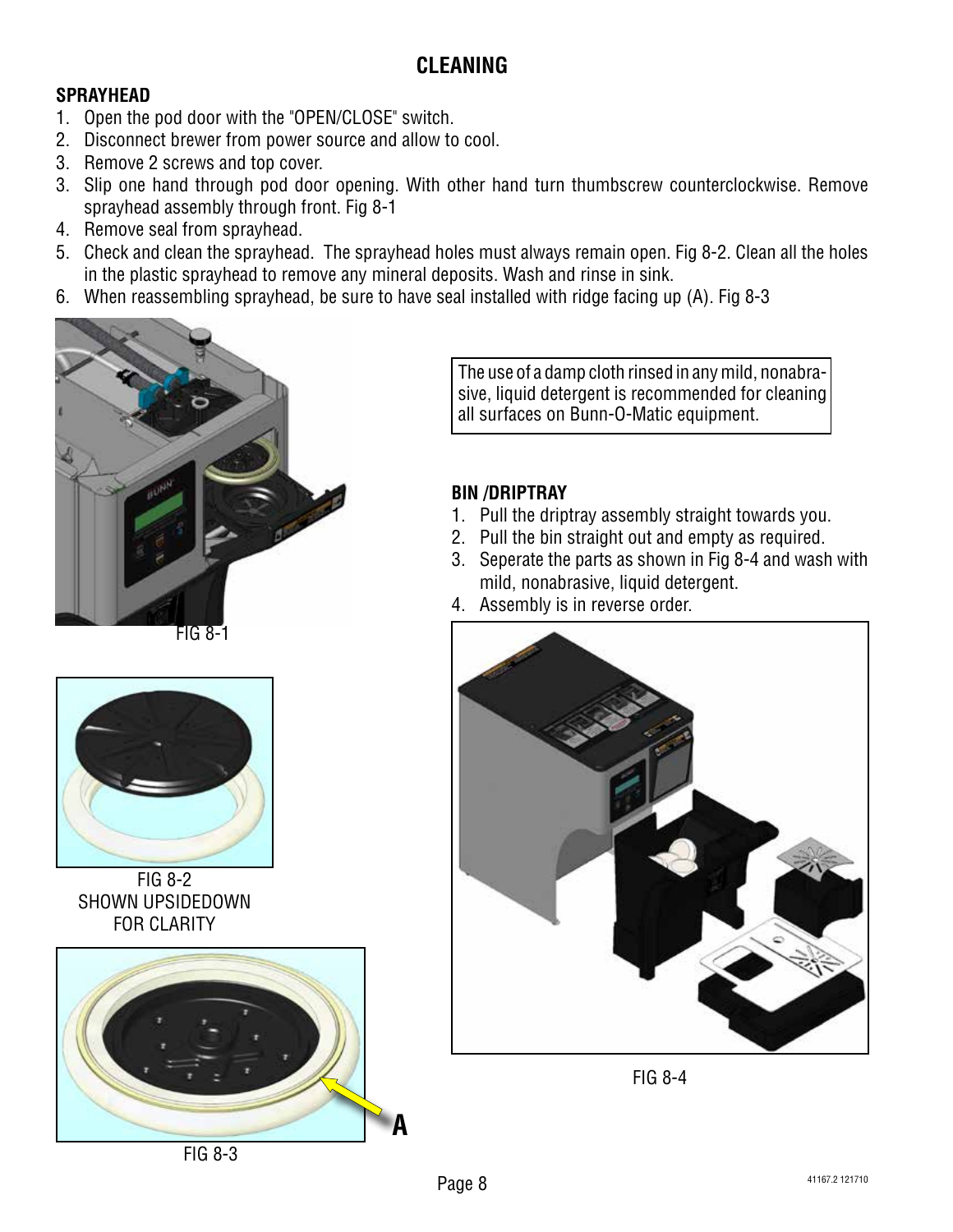# CLEANING

## SPRAYHEAD

1. Open the pod door with the "OPEN/CLOSE" switch.
2. Disconnect brewer from power source and allow to cool.
3. Remove 2 screws and top cover.
3. Slip one hand through pod door opening. With other hand turn thumbscrew counterclockwise. Remove sprayhead assembly through front. Fig 8-1
4. Remove seal from sprayhead.
5. Check and clean the sprayhead. The sprayhead holes must always remain open. Fig 8-2. Clean all the holes in the plastic sprayhead to remove any mineral deposits. Wash and rinse in sink.
6. When reassembling sprayhead, be sure to have seal installed with ridge facing up (A). Fig 8-3

FIG 8-1

FIG 8-2
SHOWN UPSIDEDOWN
FOR CLARITY

A

FIG 8-3

The use of a damp cloth rinsed in any mild, nonabrasive, liquid detergent is recommended for cleaning all surfaces on Bunn-O-Matic equipment.

## BIN /DRIPTRAY

1. Pull the driptray assembly straight towards you.
2. Pull the bin straight out and empty as required.
3. Seperate the parts as shown in Fig 8-4 and wash with mild, nonabrasive, liquid detergent.
4. Assembly is in reverse order.

FIG 8-4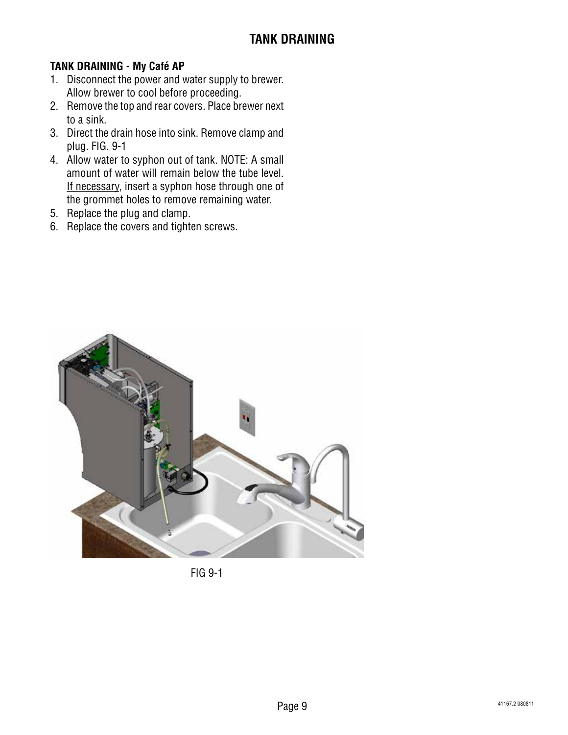# TANK DRAINING

### TANK DRAINING - My Café AP

1. Disconnect the power and water supply to brewer. Allow brewer to cool before proceeding.
2. Remove the top and rear covers. Place brewer next to a sink.
3. Direct the drain hose into sink. Remove clamp and plug. FIG. 9-1
4. Allow water to syphon out of tank. NOTE: A small amount of water will remain below the tube level. <u>If necessary</u>, insert a syphon hose through one of the grommet holes to remove remaining water.
5. Replace the plug and clamp.
6. Replace the covers and tighten screws.

FIG 9-1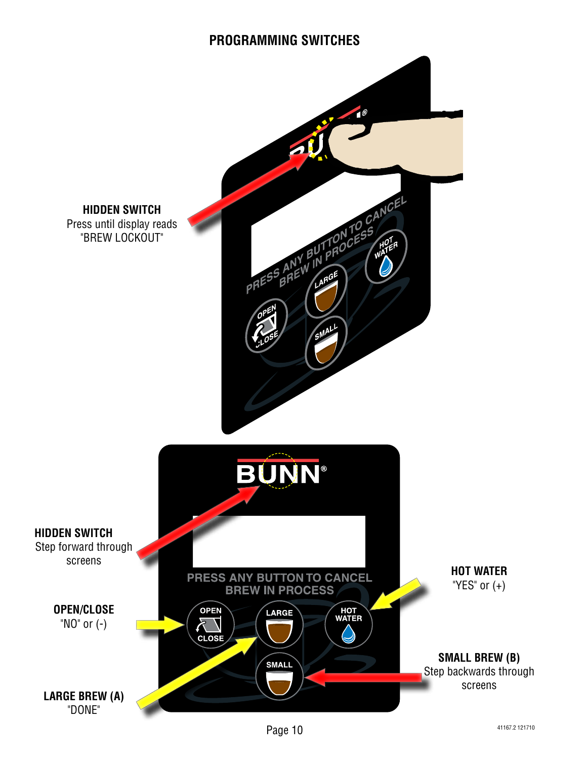## PROGRAMMING SWITCHES

**HIDDEN SWITCH**
Press until display reads "BREW LOCKOUT"

**HIDDEN SWITCH**
Step forward through screens

**OPEN/CLOSE**
"NO" or (-)

**LARGE BREW (A)**
"DONE"

**HOT WATER**
"YES" or (+)

**SMALL BREW (B)**
Step backwards through screens

41167.2 121710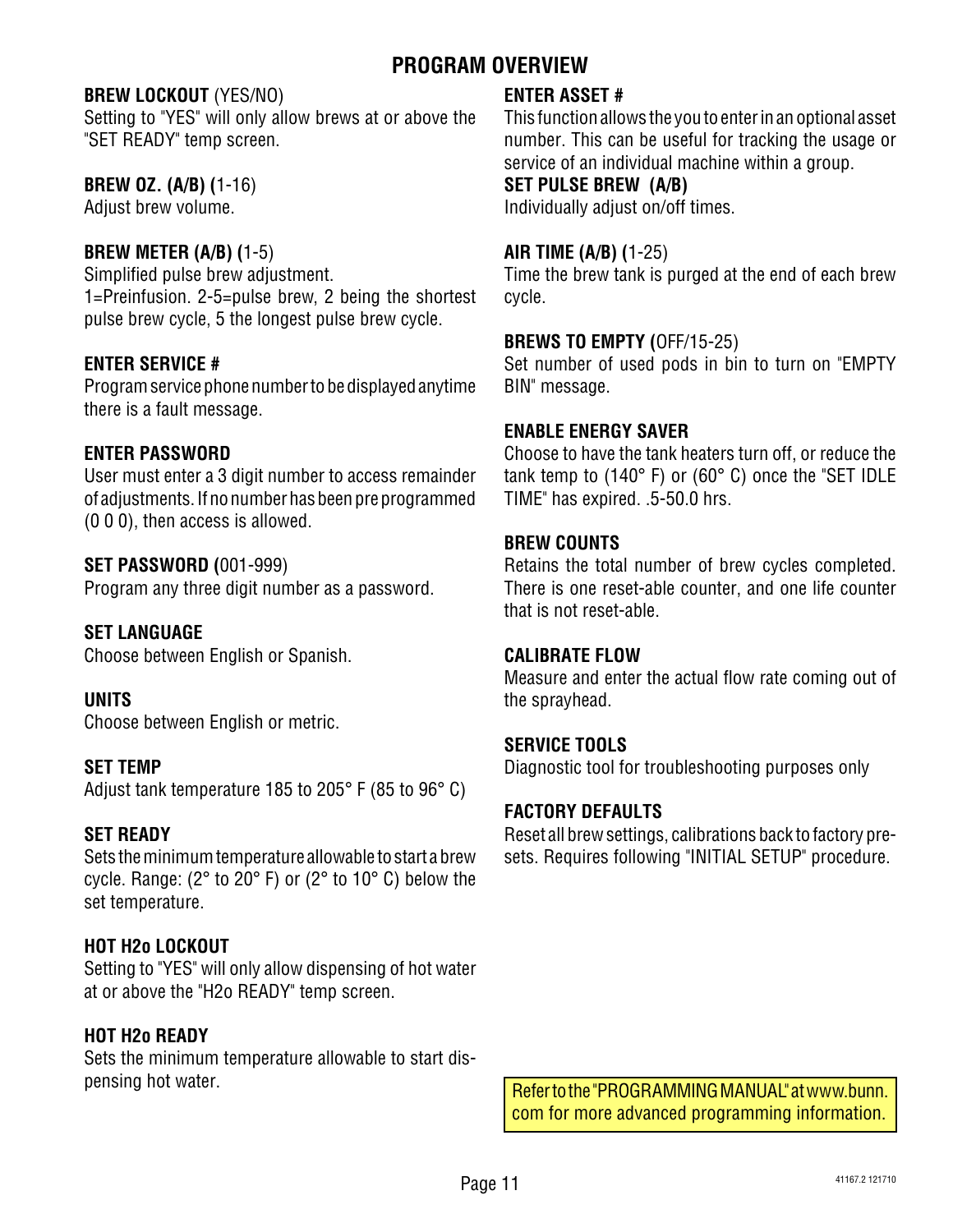# PROGRAM OVERVIEW

**BREW LOCKOUT** (YES/NO)
Setting to "YES" will only allow brews at or above the "SET READY" temp screen.

**BREW OZ. (A/B) (**1-16)
Adjust brew volume.

**BREW METER (A/B) (**1-5)
Simplified pulse brew adjustment.
1=Preinfusion. 2-5=pulse brew, 2 being the shortest pulse brew cycle, 5 the longest pulse brew cycle.

**ENTER SERVICE #**
Program service phone number to be displayed anytime there is a fault message.

**ENTER PASSWORD**
User must enter a 3 digit number to access remainder of adjustments. If no number has been pre programmed (0 0 0), then access is allowed.

**SET PASSWORD (**001-999)
Program any three digit number as a password.

**SET LANGUAGE**
Choose between English or Spanish.

**UNITS**
Choose between English or metric.

**SET TEMP**
Adjust tank temperature 185 to 205° F (85 to 96° C)

**SET READY**
Sets the minimum temperature allowable to start a brew cycle. Range: (2° to 20° F) or (2° to 10° C) below the set temperature.

**HOT H2o LOCKOUT**
Setting to "YES" will only allow dispensing of hot water at or above the "H2o READY" temp screen.

**HOT H2o READY**
Sets the minimum temperature allowable to start dispensing hot water.

**ENTER ASSET #**
This function allows the you to enter in an optional asset number. This can be useful for tracking the usage or service of an individual machine within a group.

**SET PULSE BREW (A/B)**
Individually adjust on/off times.

**AIR TIME (A/B) (**1-25)
Time the brew tank is purged at the end of each brew cycle.

**BREWS TO EMPTY (**OFF/15-25)
Set number of used pods in bin to turn on "EMPTY BIN" message.

**ENABLE ENERGY SAVER**
Choose to have the tank heaters turn off, or reduce the tank temp to (140° F) or (60° C) once the "SET IDLE TIME" has expired. .5-50.0 hrs.

**BREW COUNTS**
Retains the total number of brew cycles completed. There is one reset-able counter, and one life counter that is not reset-able.

**CALIBRATE FLOW**
Measure and enter the actual flow rate coming out of the sprayhead.

**SERVICE TOOLS**
Diagnostic tool for troubleshooting purposes only

**FACTORY DEFAULTS**
Reset all brew settings, calibrations back to factory presets. Requires following "INITIAL SETUP" procedure.

Refer to the "PROGRAMMING MANUAL" at www.bunn.com for more advanced programming information.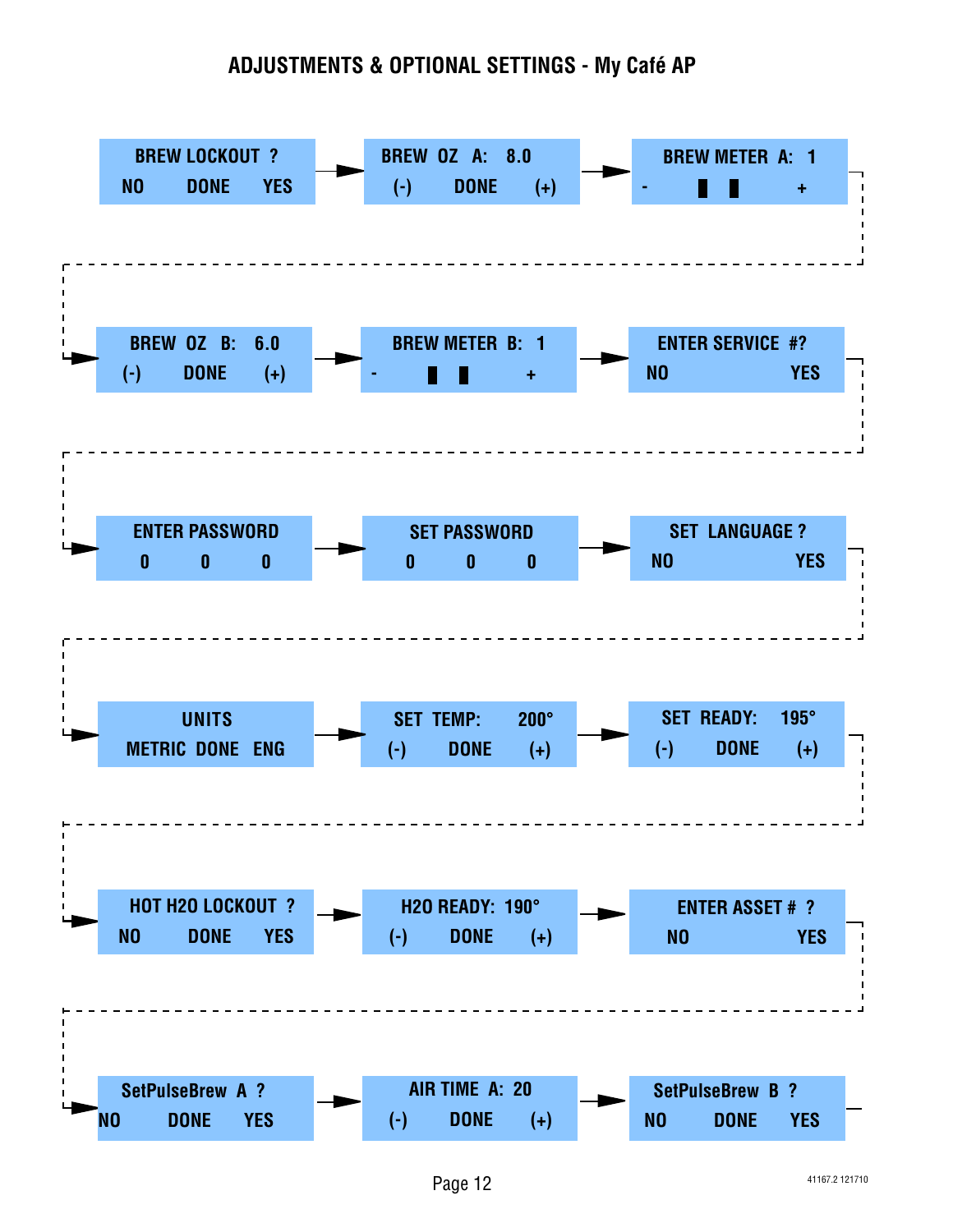## ADJUSTMENTS & OPTIONAL SETTINGS - My Café AP

BREW LOCKOUT ?
NO DONE YES

→

BREW OZ A: 8.0
(-) DONE (+)

→

BREW METER A: 1
- ▮ ▮ +

→

BREW OZ B: 6.0
(-) DONE (+)

→

BREW METER B: 1
- ▮ ▮ +

→

ENTER SERVICE #?
NO YES

→

ENTER PASSWORD
0 0 0

→

SET PASSWORD
0 0 0

→

SET LANGUAGE ?
NO YES

→

UNITS
METRIC DONE ENG

→

SET TEMP: 200°
(-) DONE (+)

→

SET READY: 195°
(-) DONE (+)

→

HOT H2O LOCKOUT ?
NO DONE YES

→

H2O READY: 190°
(-) DONE (+)

→

ENTER ASSET # ?
NO YES

→

SetPulseBrew A ?
NO DONE YES

→

AIR TIME A: 20
(-) DONE (+)

→

SetPulseBrew B ?
NO DONE YES

41167.2 121710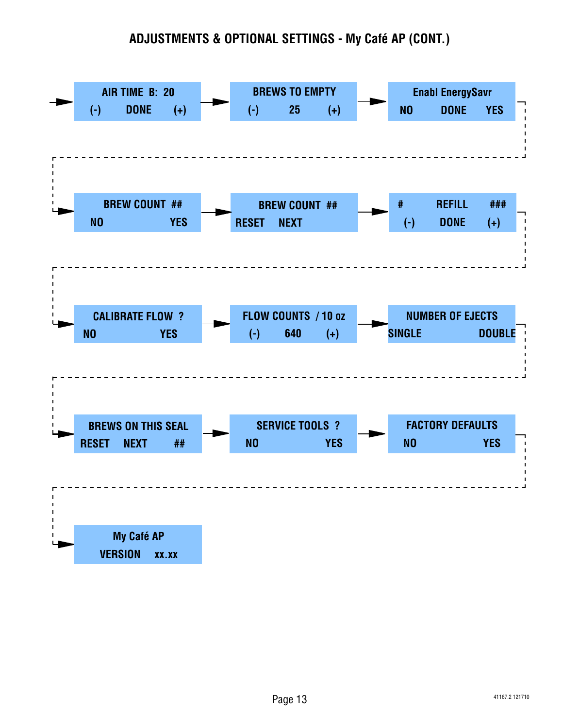## ADJUSTMENTS & OPTIONAL SETTINGS - My Café AP (CONT.)

AIR TIME B: 20
(-) DONE (+)

BREWS TO EMPTY
(-) 25 (+)

Enabl EnergySavr
NO DONE YES

BREW COUNT ##
NO YES

BREW COUNT ##
RESET NEXT

# REFILL ###
(-) DONE (+)

CALIBRATE FLOW ?
NO YES

FLOW COUNTS / 10 oz
(-) 640 (+)

NUMBER OF EJECTS
SINGLE DOUBLE

BREWS ON THIS SEAL
RESET NEXT ##

SERVICE TOOLS ?
NO YES

FACTORY DEFAULTS
NO YES

My Café AP
VERSION xx.xx

41167.2 121710